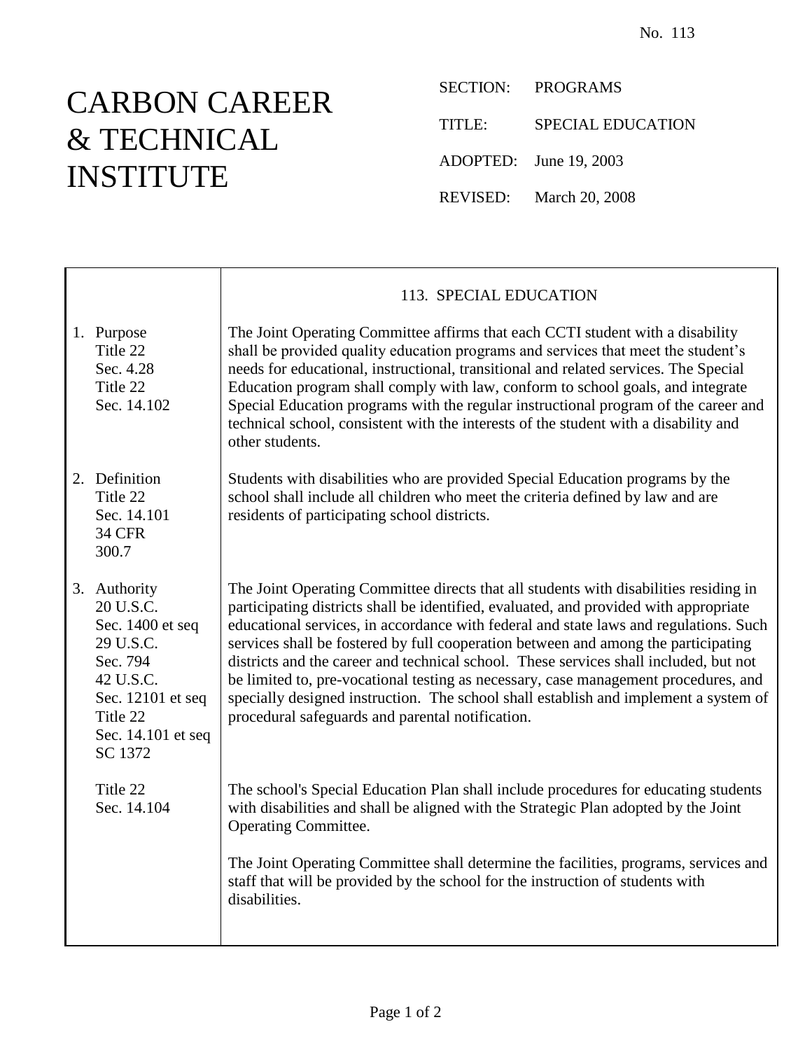No. 113

# CARBON CAREER & TECHNICAL INSTITUTE

SECTION: PROGRAMS

TITLE: SPECIAL EDUCATION

ADOPTED: June 19, 2003

REVISED: March 20, 2008

## 113. SPECIAL EDUCATION

| | |
|---|---|
| 1. Purpose<br>Title 22<br>Sec. 4.28<br>Title 22<br>Sec. 14.102 | The Joint Operating Committee affirms that each CCTI student with a disability shall be provided quality education programs and services that meet the student's needs for educational, instructional, transitional and related services. The Special Education program shall comply with law, conform to school goals, and integrate Special Education programs with the regular instructional program of the career and technical school, consistent with the interests of the student with a disability and other students. |
| 2. Definition<br>Title 22<br>Sec. 14.101<br>34 CFR<br>300.7 | Students with disabilities who are provided Special Education programs by the school shall include all children who meet the criteria defined by law and are residents of participating school districts. |
| 3. Authority<br>20 U.S.C.<br>Sec. 1400 et seq<br>29 U.S.C.<br>Sec. 794<br>42 U.S.C.<br>Sec. 12101 et seq<br>Title 22<br>Sec. 14.101 et seq<br>SC 1372 | The Joint Operating Committee directs that all students with disabilities residing in participating districts shall be identified, evaluated, and provided with appropriate educational services, in accordance with federal and state laws and regulations. Such services shall be fostered by full cooperation between and among the participating districts and the career and technical school. These services shall included, but not be limited to, pre-vocational testing as necessary, case management procedures, and specially designed instruction. The school shall establish and implement a system of procedural safeguards and parental notification. |
| Title 22<br>Sec. 14.104 | The school's Special Education Plan shall include procedures for educating students with disabilities and shall be aligned with the Strategic Plan adopted by the Joint Operating Committee. |
| | The Joint Operating Committee shall determine the facilities, programs, services and staff that will be provided by the school for the instruction of students with disabilities. |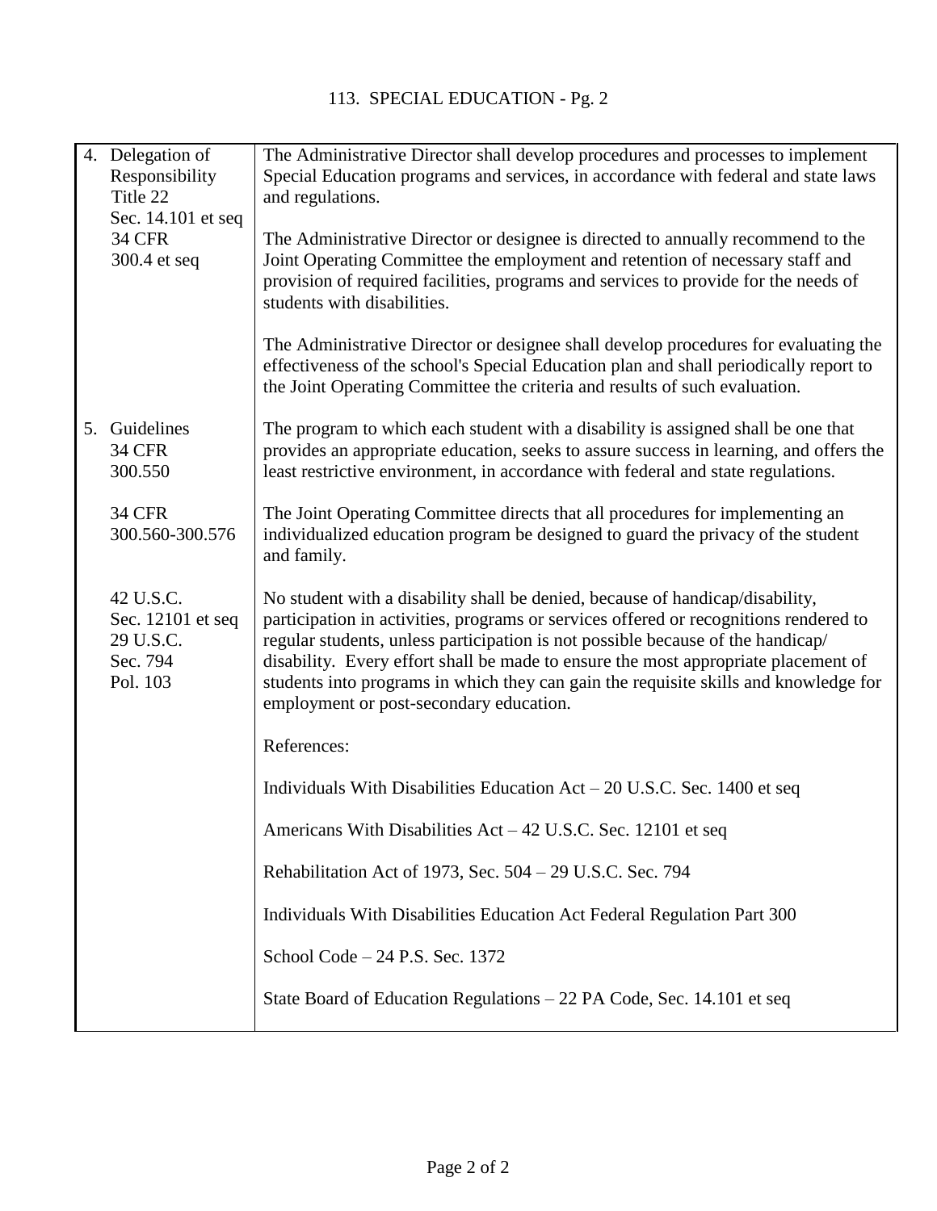113. SPECIAL EDUCATION - Pg. 2

| | |
|---|---|
| 4. Delegation of Responsibility<br>Title 22<br>Sec. 14.101 et seq<br>34 CFR<br>300.4 et seq | The Administrative Director shall develop procedures and processes to implement Special Education programs and services, in accordance with federal and state laws and regulations.<br><br>The Administrative Director or designee is directed to annually recommend to the Joint Operating Committee the employment and retention of necessary staff and provision of required facilities, programs and services to provide for the needs of students with disabilities.<br><br>The Administrative Director or designee shall develop procedures for evaluating the effectiveness of the school's Special Education plan and shall periodically report to the Joint Operating Committee the criteria and results of such evaluation. |
| 5. Guidelines<br>34 CFR<br>300.550 | The program to which each student with a disability is assigned shall be one that provides an appropriate education, seeks to assure success in learning, and offers the least restrictive environment, in accordance with federal and state regulations. |
| 34 CFR<br>300.560-300.576 | The Joint Operating Committee directs that all procedures for implementing an individualized education program be designed to guard the privacy of the student and family. |
| 42 U.S.C.<br>Sec. 12101 et seq<br>29 U.S.C.<br>Sec. 794<br>Pol. 103 | No student with a disability shall be denied, because of handicap/disability, participation in activities, programs or services offered or recognitions rendered to regular students, unless participation is not possible because of the handicap/ disability. Every effort shall be made to ensure the most appropriate placement of students into programs in which they can gain the requisite skills and knowledge for employment or post-secondary education. |
| | References:<br><br>Individuals With Disabilities Education Act – 20 U.S.C. Sec. 1400 et seq<br><br>Americans With Disabilities Act – 42 U.S.C. Sec. 12101 et seq<br><br>Rehabilitation Act of 1973, Sec. 504 – 29 U.S.C. Sec. 794<br><br>Individuals With Disabilities Education Act Federal Regulation Part 300<br><br>School Code – 24 P.S. Sec. 1372<br><br>State Board of Education Regulations – 22 PA Code, Sec. 14.101 et seq |